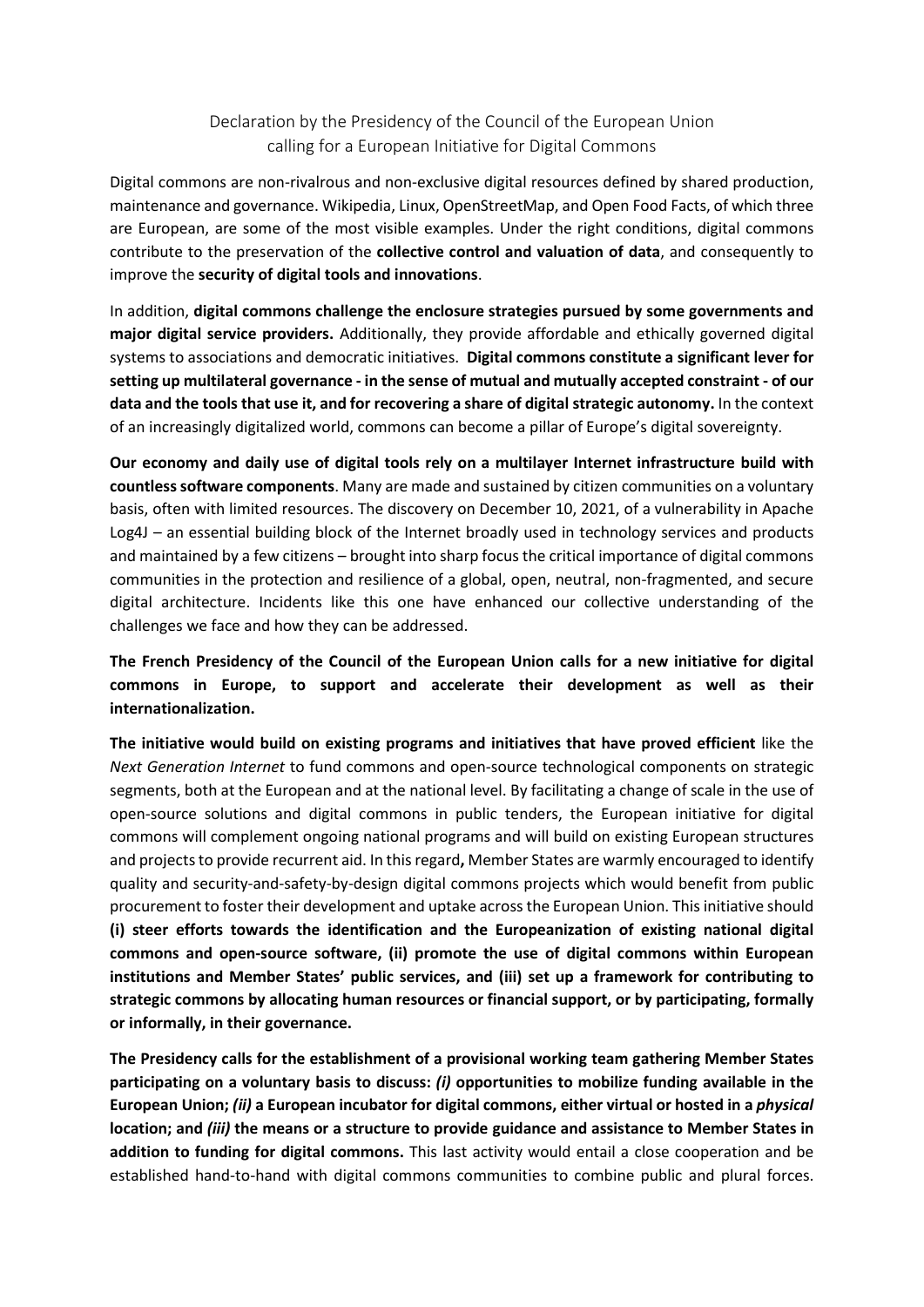# Declaration by the Presidency of the Council of the European Union calling for a European Initiative for Digital Commons

Digital commons are non-rivalrous and non-exclusive digital resources defined by shared production, maintenance and governance. Wikipedia, Linux, OpenStreetMap, and Open Food Facts, of which three are European, are some of the most visible examples. Under the right conditions, digital commons contribute to the preservation of the **collective control and valuation of data**, and consequently to improve the **security of digital tools and innovations**.

In addition, **digital commons challenge the enclosure strategies pursued by some governments and major digital service providers.** Additionally, they provide affordable and ethically governed digital systems to associations and democratic initiatives. **Digital commons constitute a significant lever for setting up multilateral governance - in the sense of mutual and mutually accepted constraint - of our data and the tools that use it, and for recovering a share of digital strategic autonomy.** In the context of an increasingly digitalized world, commons can become a pillar of Europe's digital sovereignty.

**Our economy and daily use of digital tools rely on a multilayer Internet infrastructure build with countless software components**. Many are made and sustained by citizen communities on a voluntary basis, often with limited resources. The discovery on December 10, 2021, of a vulnerability in Apache Log4J – an essential building block of the Internet broadly used in technology services and products and maintained by a few citizens – brought into sharp focus the critical importance of digital commons communities in the protection and resilience of a global, open, neutral, non-fragmented, and secure digital architecture. Incidents like this one have enhanced our collective understanding of the challenges we face and how they can be addressed.

**The French Presidency of the Council of the European Union calls for a new initiative for digital commons in Europe, to support and accelerate their development as well as their internationalization.**

**The initiative would build on existing programs and initiatives that have proved efficient** like the *Next Generation Internet* to fund commons and open-source technological components on strategic segments, both at the European and at the national level. By facilitating a change of scale in the use of open-source solutions and digital commons in public tenders, the European initiative for digital commons will complement ongoing national programs and will build on existing European structures and projects to provide recurrent aid. In this regard**,** Member States are warmly encouraged to identify quality and security-and-safety-by-design digital commons projects which would benefit from public procurement to foster their development and uptake across the European Union. This initiative should **(i) steer efforts towards the identification and the Europeanization of existing national digital commons and open-source software, (ii) promote the use of digital commons within European institutions and Member States' public services, and (iii) set up a framework for contributing to strategic commons by allocating human resources or financial support, or by participating, formally or informally, in their governance.**

**The Presidency calls for the establishment of a provisional working team gathering Member States participating on a voluntary basis to discuss: *(i)* opportunities to mobilize funding available in the European Union; *(ii)* a European incubator for digital commons, either virtual or hosted in a *physical* location; and *(iii)* the means or a structure to provide guidance and assistance to Member States in addition to funding for digital commons.** This last activity would entail a close cooperation and be established hand-to-hand with digital commons communities to combine public and plural forces.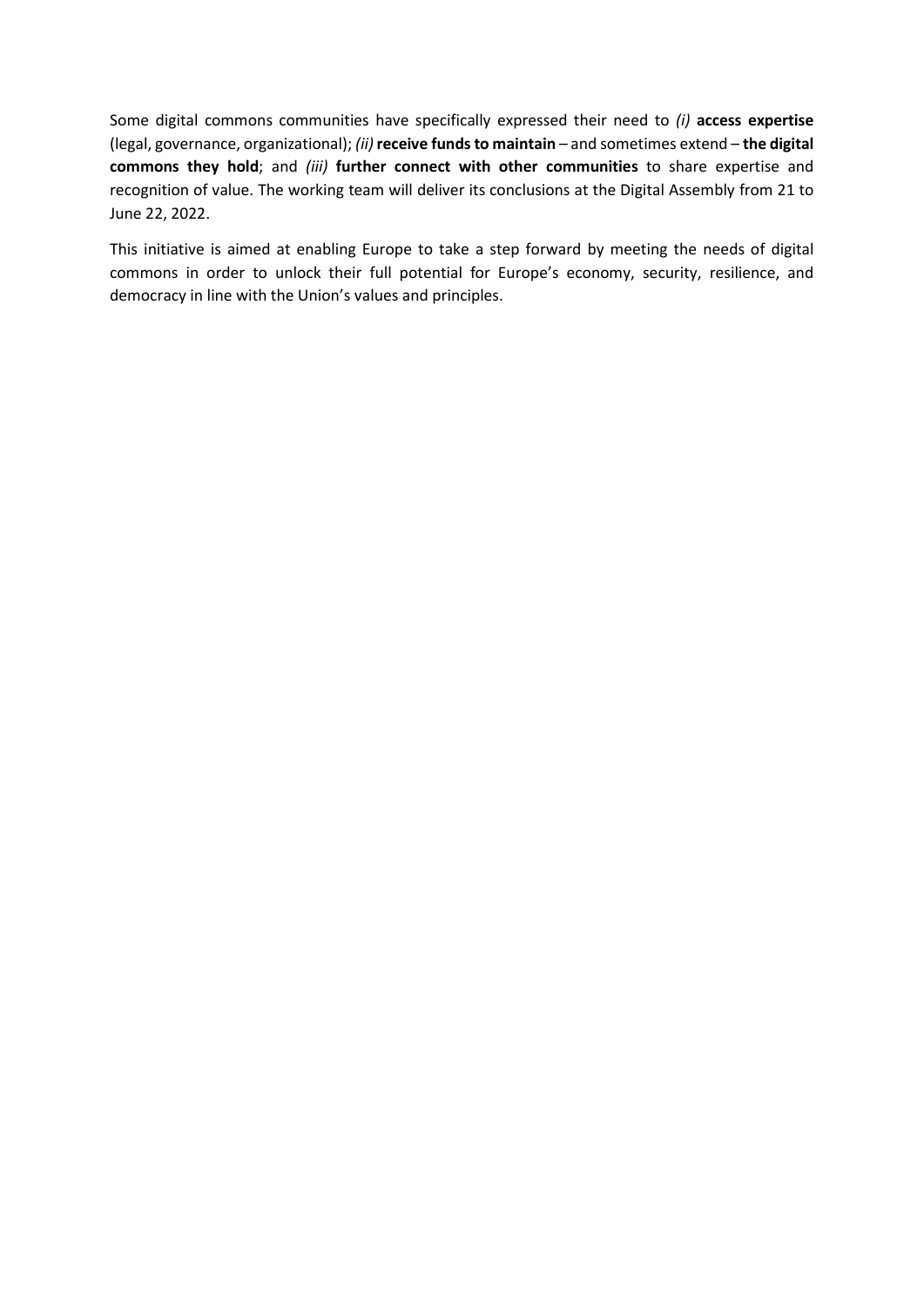Some digital commons communities have specifically expressed their need to *(i)* **access expertise** (legal, governance, organizational); *(ii)* **receive funds to maintain** – and sometimes extend – **the digital commons they hold**; and *(iii)* **further connect with other communities** to share expertise and recognition of value. The working team will deliver its conclusions at the Digital Assembly from 21 to June 22, 2022.

This initiative is aimed at enabling Europe to take a step forward by meeting the needs of digital commons in order to unlock their full potential for Europe's economy, security, resilience, and democracy in line with the Union's values and principles.